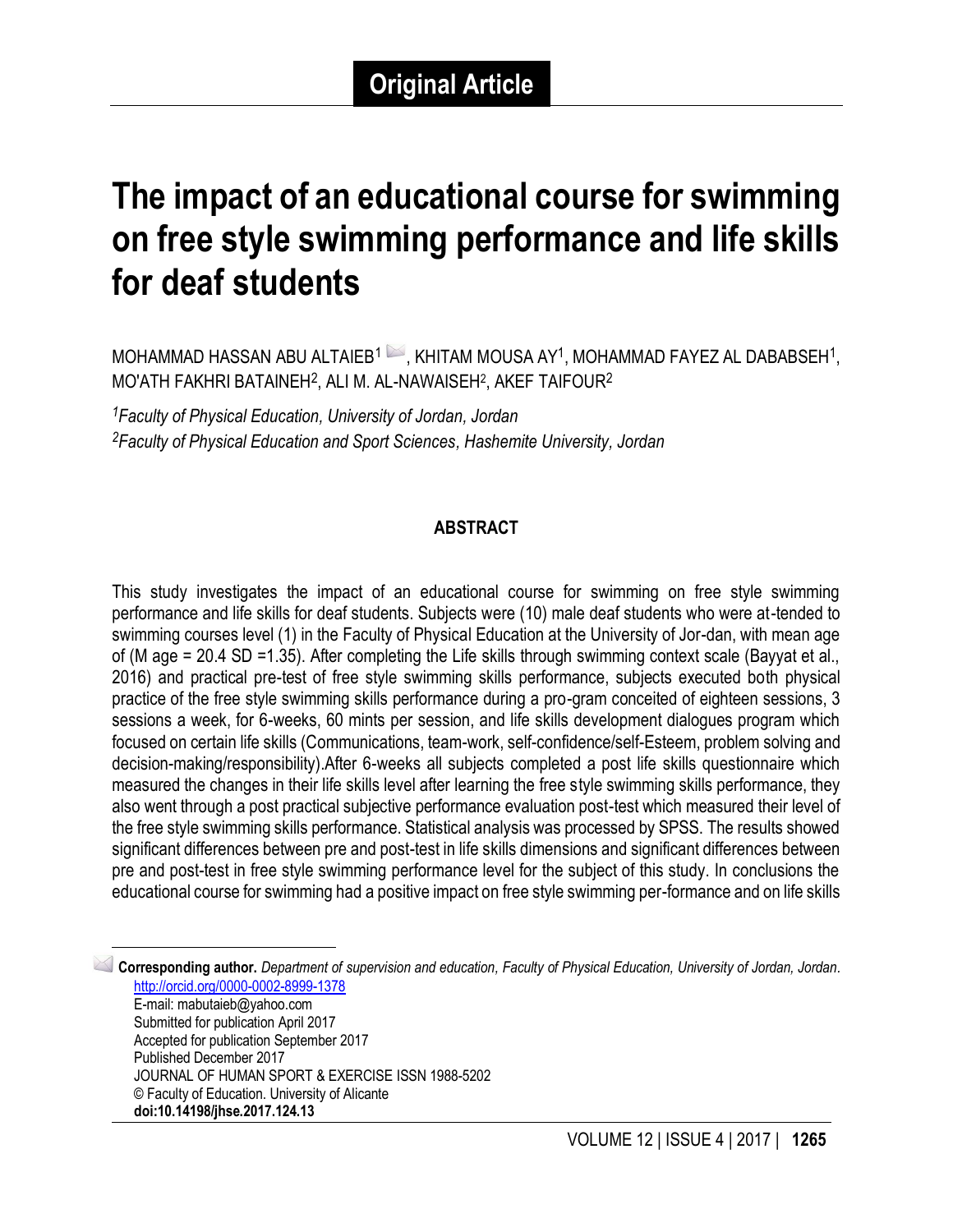Original Article

# The impact of an educational course for swimming on free style swimming performance and life skills for deaf students

MOHAMMAD HASSAN ABU ALTAIEB[1], KHITAM MOUSA AY[1], MOHAMMAD FAYEZ AL DABABSEH[1], MO'ATH FAKHRI BATAINEH[2], ALI M. AL-NAWAISEH[2], AKEF TAIFOUR[2]

*[1]Faculty of Physical Education, University of Jordan, Jordan*
*[2]Faculty of Physical Education and Sport Sciences, Hashemite University, Jordan*

## ABSTRACT

This study investigates the impact of an educational course for swimming on free style swimming performance and life skills for deaf students. Subjects were (10) male deaf students who were at-tended to swimming courses level (1) in the Faculty of Physical Education at the University of Jor-dan, with mean age of (M age = 20.4 SD =1.35). After completing the Life skills through swimming context scale (Bayyat et al., 2016) and practical pre-test of free style swimming skills performance, subjects executed both physical practice of the free style swimming skills performance during a pro-gram conceited of eighteen sessions, 3 sessions a week, for 6-weeks, 60 mints per session, and life skills development dialogues program which focused on certain life skills (Communications, team-work, self-confidence/self-Esteem, problem solving and decision-making/responsibility).After 6-weeks all subjects completed a post life skills questionnaire which measured the changes in their life skills level after learning the free style swimming skills performance, they also went through a post practical subjective performance evaluation post-test which measured their level of the free style swimming skills performance. Statistical analysis was processed by SPSS. The results showed significant differences between pre and post-test in life skills dimensions and significant differences between pre and post-test in free style swimming performance level for the subject of this study. In conclusions the educational course for swimming had a positive impact on free style swimming per-formance and on life skills

---

**Corresponding author.** *Department of supervision and education, Faculty of Physical Education, University of Jordan, Jordan.*
http://orcid.org/0000-0002-8999-1378
E-mail: mabutaieb@yahoo.com
Submitted for publication April 2017
Accepted for publication September 2017
Published December 2017
JOURNAL OF HUMAN SPORT & EXERCISE ISSN 1988-5202
© Faculty of Education. University of Alicante
**doi:10.14198/jhse.2017.124.13**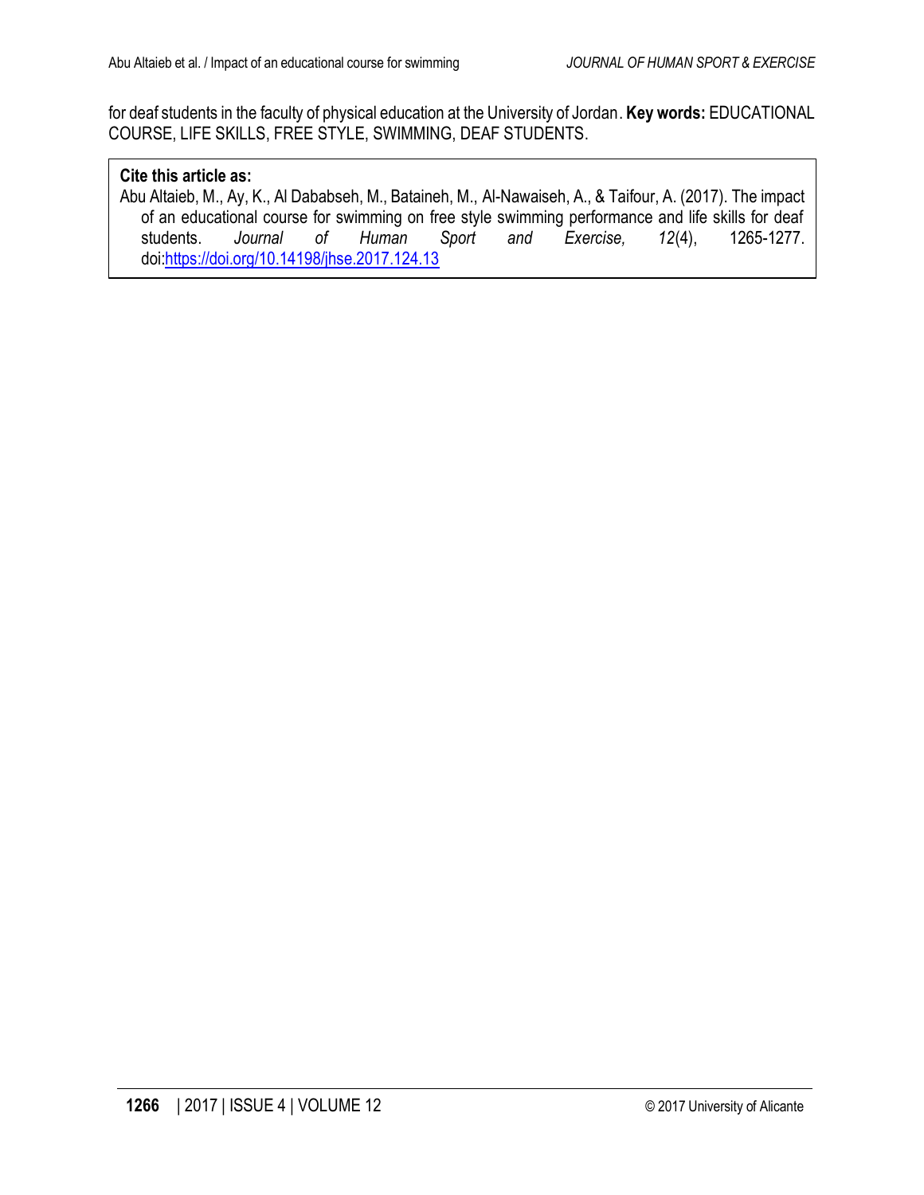for deaf students in the faculty of physical education at the University of Jordan. **Key words:** EDUCATIONAL COURSE, LIFE SKILLS, FREE STYLE, SWIMMING, DEAF STUDENTS.

**Cite this article as:**
Abu Altaieb, M., Ay, K., Al Dababseh, M., Bataineh, M., Al-Nawaiseh, A., & Taifour, A. (2017). The impact of an educational course for swimming on free style swimming performance and life skills for deaf students. *Journal of Human Sport and Exercise, 12*(4), 1265-1277. doi:https://doi.org/10.14198/jhse.2017.124.13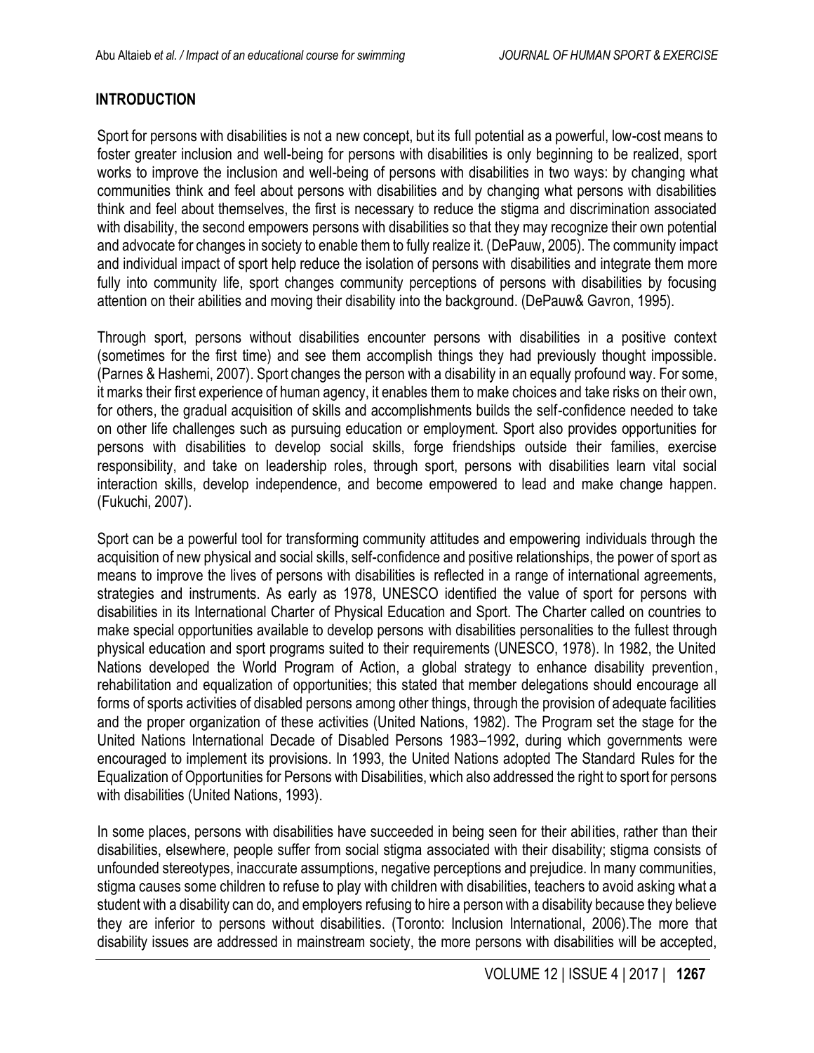## INTRODUCTION

Sport for persons with disabilities is not a new concept, but its full potential as a powerful, low-cost means to foster greater inclusion and well-being for persons with disabilities is only beginning to be realized, sport works to improve the inclusion and well-being of persons with disabilities in two ways: by changing what communities think and feel about persons with disabilities and by changing what persons with disabilities think and feel about themselves, the first is necessary to reduce the stigma and discrimination associated with disability, the second empowers persons with disabilities so that they may recognize their own potential and advocate for changes in society to enable them to fully realize it. (DePauw, 2005). The community impact and individual impact of sport help reduce the isolation of persons with disabilities and integrate them more fully into community life, sport changes community perceptions of persons with disabilities by focusing attention on their abilities and moving their disability into the background. (DePauw& Gavron, 1995).

Through sport, persons without disabilities encounter persons with disabilities in a positive context (sometimes for the first time) and see them accomplish things they had previously thought impossible. (Parnes & Hashemi, 2007). Sport changes the person with a disability in an equally profound way. For some, it marks their first experience of human agency, it enables them to make choices and take risks on their own, for others, the gradual acquisition of skills and accomplishments builds the self-confidence needed to take on other life challenges such as pursuing education or employment. Sport also provides opportunities for persons with disabilities to develop social skills, forge friendships outside their families, exercise responsibility, and take on leadership roles, through sport, persons with disabilities learn vital social interaction skills, develop independence, and become empowered to lead and make change happen. (Fukuchi, 2007).

Sport can be a powerful tool for transforming community attitudes and empowering individuals through the acquisition of new physical and social skills, self-confidence and positive relationships, the power of sport as means to improve the lives of persons with disabilities is reflected in a range of international agreements, strategies and instruments. As early as 1978, UNESCO identified the value of sport for persons with disabilities in its International Charter of Physical Education and Sport. The Charter called on countries to make special opportunities available to develop persons with disabilities personalities to the fullest through physical education and sport programs suited to their requirements (UNESCO, 1978). In 1982, the United Nations developed the World Program of Action, a global strategy to enhance disability prevention, rehabilitation and equalization of opportunities; this stated that member delegations should encourage all forms of sports activities of disabled persons among other things, through the provision of adequate facilities and the proper organization of these activities (United Nations, 1982). The Program set the stage for the United Nations International Decade of Disabled Persons 1983–1992, during which governments were encouraged to implement its provisions. In 1993, the United Nations adopted The Standard Rules for the Equalization of Opportunities for Persons with Disabilities, which also addressed the right to sport for persons with disabilities (United Nations, 1993).

In some places, persons with disabilities have succeeded in being seen for their abilities, rather than their disabilities, elsewhere, people suffer from social stigma associated with their disability; stigma consists of unfounded stereotypes, inaccurate assumptions, negative perceptions and prejudice. In many communities, stigma causes some children to refuse to play with children with disabilities, teachers to avoid asking what a student with a disability can do, and employers refusing to hire a person with a disability because they believe they are inferior to persons without disabilities. (Toronto: Inclusion International, 2006).The more that disability issues are addressed in mainstream society, the more persons with disabilities will be accepted,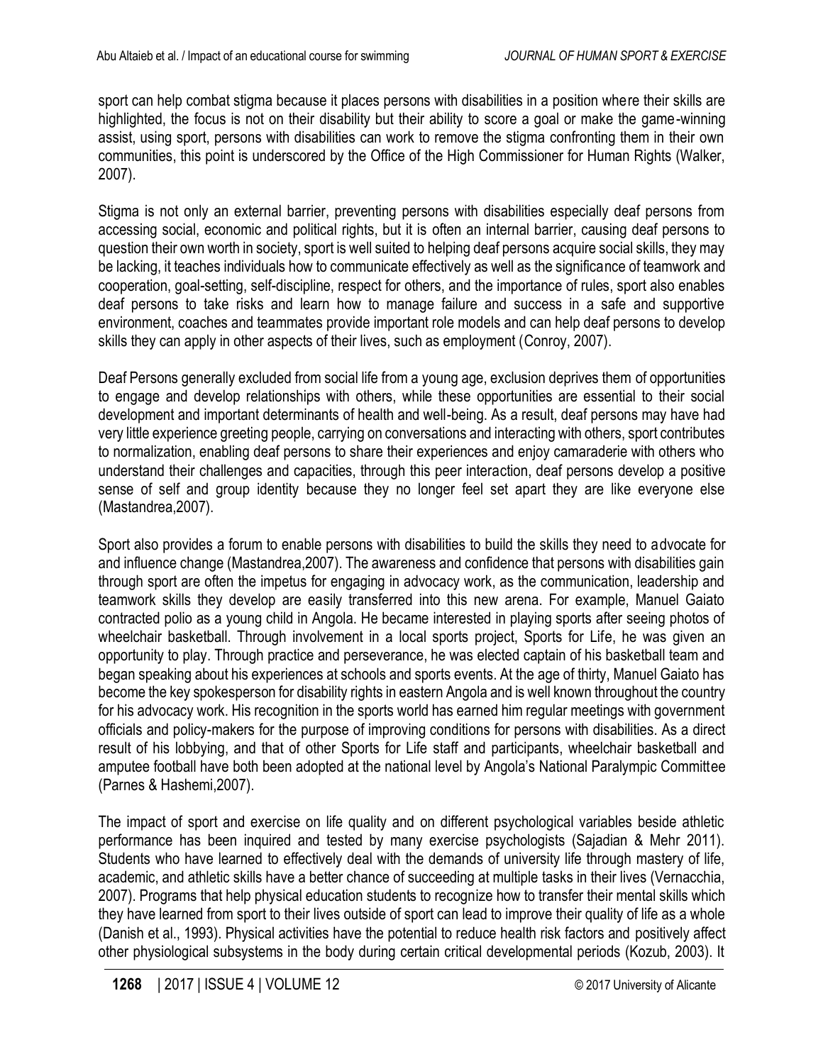sport can help combat stigma because it places persons with disabilities in a position where their skills are highlighted, the focus is not on their disability but their ability to score a goal or make the game-winning assist, using sport, persons with disabilities can work to remove the stigma confronting them in their own communities, this point is underscored by the Office of the High Commissioner for Human Rights (Walker, 2007).

Stigma is not only an external barrier, preventing persons with disabilities especially deaf persons from accessing social, economic and political rights, but it is often an internal barrier, causing deaf persons to question their own worth in society, sport is well suited to helping deaf persons acquire social skills, they may be lacking, it teaches individuals how to communicate effectively as well as the significance of teamwork and cooperation, goal-setting, self-discipline, respect for others, and the importance of rules, sport also enables deaf persons to take risks and learn how to manage failure and success in a safe and supportive environment, coaches and teammates provide important role models and can help deaf persons to develop skills they can apply in other aspects of their lives, such as employment (Conroy, 2007).

Deaf Persons generally excluded from social life from a young age, exclusion deprives them of opportunities to engage and develop relationships with others, while these opportunities are essential to their social development and important determinants of health and well-being. As a result, deaf persons may have had very little experience greeting people, carrying on conversations and interacting with others, sport contributes to normalization, enabling deaf persons to share their experiences and enjoy camaraderie with others who understand their challenges and capacities, through this peer interaction, deaf persons develop a positive sense of self and group identity because they no longer feel set apart they are like everyone else (Mastandrea,2007).

Sport also provides a forum to enable persons with disabilities to build the skills they need to advocate for and influence change (Mastandrea,2007). The awareness and confidence that persons with disabilities gain through sport are often the impetus for engaging in advocacy work, as the communication, leadership and teamwork skills they develop are easily transferred into this new arena. For example, Manuel Gaiato contracted polio as a young child in Angola. He became interested in playing sports after seeing photos of wheelchair basketball. Through involvement in a local sports project, Sports for Life, he was given an opportunity to play. Through practice and perseverance, he was elected captain of his basketball team and began speaking about his experiences at schools and sports events. At the age of thirty, Manuel Gaiato has become the key spokesperson for disability rights in eastern Angola and is well known throughout the country for his advocacy work. His recognition in the sports world has earned him regular meetings with government officials and policy-makers for the purpose of improving conditions for persons with disabilities. As a direct result of his lobbying, and that of other Sports for Life staff and participants, wheelchair basketball and amputee football have both been adopted at the national level by Angola's National Paralympic Committee (Parnes & Hashemi,2007).

The impact of sport and exercise on life quality and on different psychological variables beside athletic performance has been inquired and tested by many exercise psychologists (Sajadian & Mehr 2011). Students who have learned to effectively deal with the demands of university life through mastery of life, academic, and athletic skills have a better chance of succeeding at multiple tasks in their lives (Vernacchia, 2007). Programs that help physical education students to recognize how to transfer their mental skills which they have learned from sport to their lives outside of sport can lead to improve their quality of life as a whole (Danish et al., 1993). Physical activities have the potential to reduce health risk factors and positively affect other physiological subsystems in the body during certain critical developmental periods (Kozub, 2003). It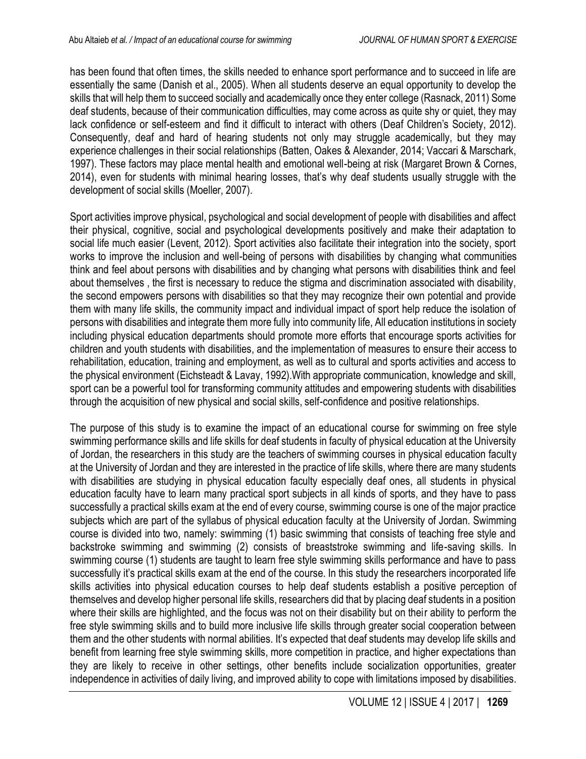has been found that often times, the skills needed to enhance sport performance and to succeed in life are essentially the same (Danish et al., 2005). When all students deserve an equal opportunity to develop the skills that will help them to succeed socially and academically once they enter college (Rasnack, 2011) Some deaf students, because of their communication difficulties, may come across as quite shy or quiet, they may lack confidence or self-esteem and find it difficult to interact with others (Deaf Children's Society, 2012). Consequently, deaf and hard of hearing students not only may struggle academically, but they may experience challenges in their social relationships (Batten, Oakes & Alexander, 2014; Vaccari & Marschark, 1997). These factors may place mental health and emotional well-being at risk (Margaret Brown & Cornes, 2014), even for students with minimal hearing losses, that's why deaf students usually struggle with the development of social skills (Moeller, 2007).

Sport activities improve physical, psychological and social development of people with disabilities and affect their physical, cognitive, social and psychological developments positively and make their adaptation to social life much easier (Levent, 2012). Sport activities also facilitate their integration into the society, sport works to improve the inclusion and well-being of persons with disabilities by changing what communities think and feel about persons with disabilities and by changing what persons with disabilities think and feel about themselves , the first is necessary to reduce the stigma and discrimination associated with disability, the second empowers persons with disabilities so that they may recognize their own potential and provide them with many life skills, the community impact and individual impact of sport help reduce the isolation of persons with disabilities and integrate them more fully into community life, All education institutions in society including physical education departments should promote more efforts that encourage sports activities for children and youth students with disabilities, and the implementation of measures to ensure their access to rehabilitation, education, training and employment, as well as to cultural and sports activities and access to the physical environment (Eichsteadt & Lavay, 1992).With appropriate communication, knowledge and skill, sport can be a powerful tool for transforming community attitudes and empowering students with disabilities through the acquisition of new physical and social skills, self-confidence and positive relationships.

The purpose of this study is to examine the impact of an educational course for swimming on free style swimming performance skills and life skills for deaf students in faculty of physical education at the University of Jordan, the researchers in this study are the teachers of swimming courses in physical education faculty at the University of Jordan and they are interested in the practice of life skills, where there are many students with disabilities are studying in physical education faculty especially deaf ones, all students in physical education faculty have to learn many practical sport subjects in all kinds of sports, and they have to pass successfully a practical skills exam at the end of every course, swimming course is one of the major practice subjects which are part of the syllabus of physical education faculty at the University of Jordan. Swimming course is divided into two, namely: swimming (1) basic swimming that consists of teaching free style and backstroke swimming and swimming (2) consists of breaststroke swimming and life-saving skills. In swimming course (1) students are taught to learn free style swimming skills performance and have to pass successfully it's practical skills exam at the end of the course. In this study the researchers incorporated life skills activities into physical education courses to help deaf students establish a positive perception of themselves and develop higher personal life skills, researchers did that by placing deaf students in a position where their skills are highlighted, and the focus was not on their disability but on their ability to perform the free style swimming skills and to build more inclusive life skills through greater social cooperation between them and the other students with normal abilities. It's expected that deaf students may develop life skills and benefit from learning free style swimming skills, more competition in practice, and higher expectations than they are likely to receive in other settings, other benefits include socialization opportunities, greater independence in activities of daily living, and improved ability to cope with limitations imposed by disabilities.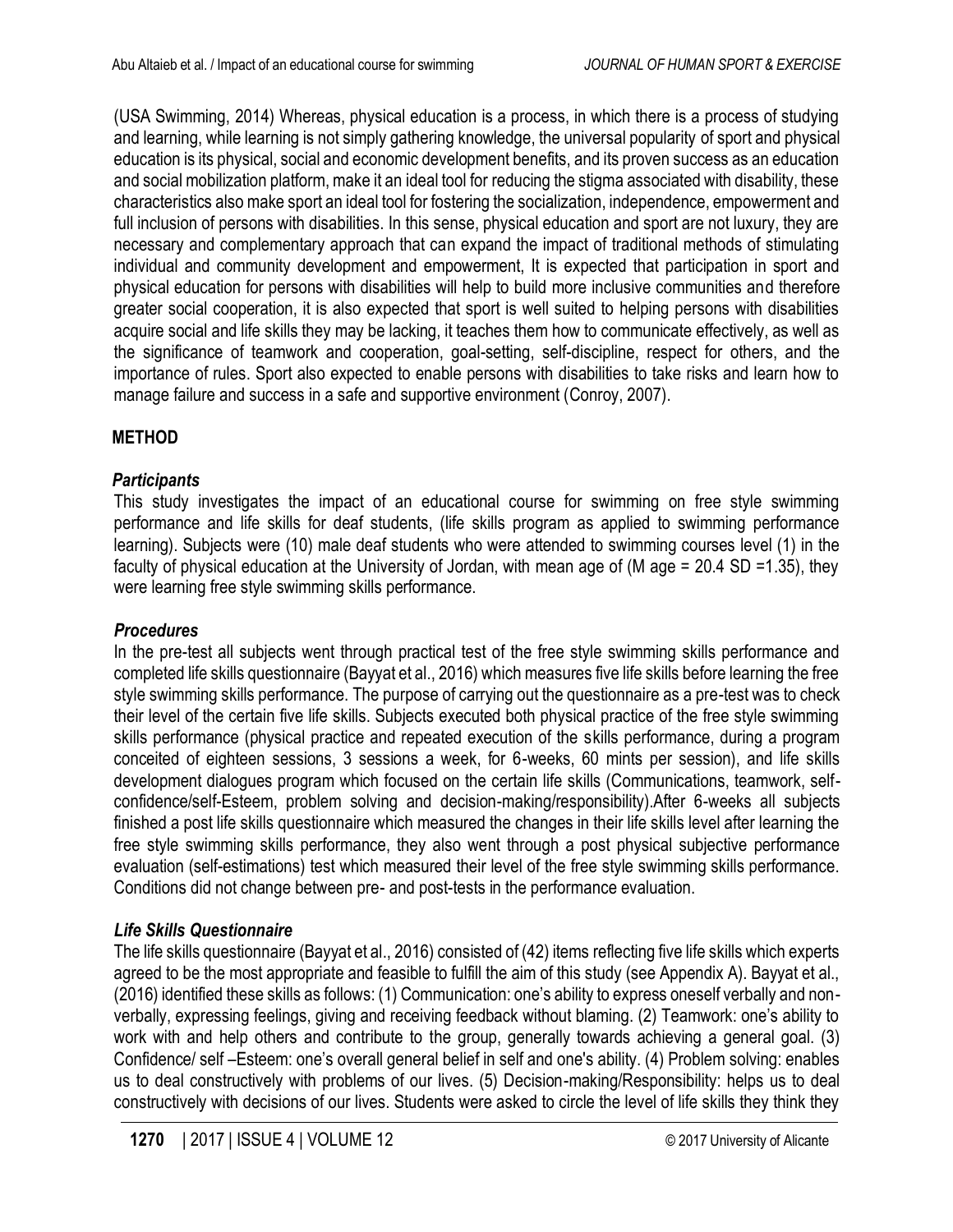(USA Swimming, 2014) Whereas, physical education is a process, in which there is a process of studying and learning, while learning is not simply gathering knowledge, the universal popularity of sport and physical education is its physical, social and economic development benefits, and its proven success as an education and social mobilization platform, make it an ideal tool for reducing the stigma associated with disability, these characteristics also make sport an ideal tool for fostering the socialization, independence, empowerment and full inclusion of persons with disabilities. In this sense, physical education and sport are not luxury, they are necessary and complementary approach that can expand the impact of traditional methods of stimulating individual and community development and empowerment, It is expected that participation in sport and physical education for persons with disabilities will help to build more inclusive communities and therefore greater social cooperation, it is also expected that sport is well suited to helping persons with disabilities acquire social and life skills they may be lacking, it teaches them how to communicate effectively, as well as the significance of teamwork and cooperation, goal-setting, self-discipline, respect for others, and the importance of rules. Sport also expected to enable persons with disabilities to take risks and learn how to manage failure and success in a safe and supportive environment (Conroy, 2007).

## METHOD

### *Participants*

This study investigates the impact of an educational course for swimming on free style swimming performance and life skills for deaf students, (life skills program as applied to swimming performance learning). Subjects were (10) male deaf students who were attended to swimming courses level (1) in the faculty of physical education at the University of Jordan, with mean age of (M age = 20.4 SD =1.35), they were learning free style swimming skills performance.

### *Procedures*

In the pre-test all subjects went through practical test of the free style swimming skills performance and completed life skills questionnaire (Bayyat et al., 2016) which measures five life skills before learning the free style swimming skills performance. The purpose of carrying out the questionnaire as a pre-test was to check their level of the certain five life skills. Subjects executed both physical practice of the free style swimming skills performance (physical practice and repeated execution of the skills performance, during a program conceited of eighteen sessions, 3 sessions a week, for 6-weeks, 60 mints per session), and life skills development dialogues program which focused on the certain life skills (Communications, teamwork, self-confidence/self-Esteem, problem solving and decision-making/responsibility).After 6-weeks all subjects finished a post life skills questionnaire which measured the changes in their life skills level after learning the free style swimming skills performance, they also went through a post physical subjective performance evaluation (self-estimations) test which measured their level of the free style swimming skills performance. Conditions did not change between pre- and post-tests in the performance evaluation.

### *Life Skills Questionnaire*

The life skills questionnaire (Bayyat et al., 2016) consisted of (42) items reflecting five life skills which experts agreed to be the most appropriate and feasible to fulfill the aim of this study (see Appendix A). Bayyat et al., (2016) identified these skills as follows: (1) Communication: one's ability to express oneself verbally and non-verbally, expressing feelings, giving and receiving feedback without blaming. (2) Teamwork: one's ability to work with and help others and contribute to the group, generally towards achieving a general goal. (3) Confidence/ self –Esteem: one's overall general belief in self and one's ability. (4) Problem solving: enables us to deal constructively with problems of our lives. (5) Decision-making/Responsibility: helps us to deal constructively with decisions of our lives. Students were asked to circle the level of life skills they think they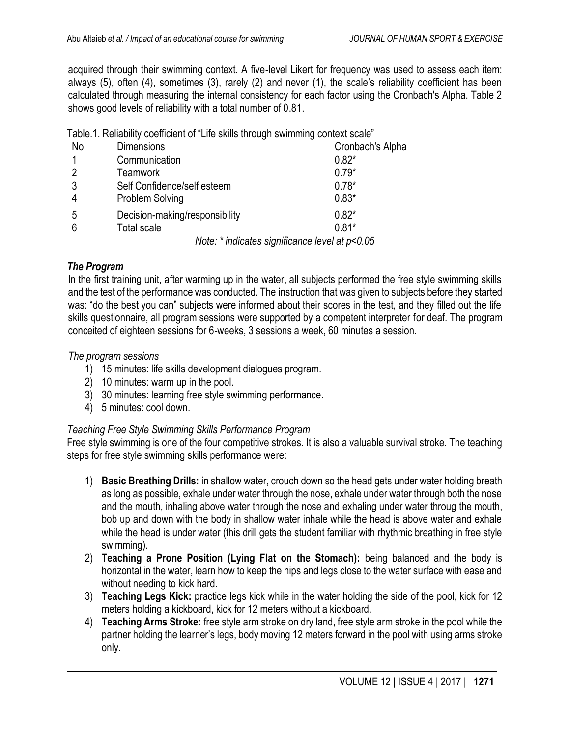acquired through their swimming context. A five-level Likert for frequency was used to assess each item: always (5), often (4), sometimes (3), rarely (2) and never (1), the scale's reliability coefficient has been calculated through measuring the internal consistency for each factor using the Cronbach's Alpha. Table 2 shows good levels of reliability with a total number of 0.81.

Table.1. Reliability coefficient of "Life skills through swimming context scale"

| No | Dimensions | Cronbach's Alpha |
|---|---|---|
| 1 | Communication | 0.82* |
| 2 | Teamwork | 0.79* |
| 3 | Self Confidence/self esteem | 0.78* |
| 4 | Problem Solving | 0.83* |
| 5 | Decision-making/responsibility | 0.82* |
| 6 | Total scale | 0.81* |

*Note: * indicates significance level at $p<0.05$*

### *The Program*

In the first training unit, after warming up in the water, all subjects performed the free style swimming skills and the test of the performance was conducted. The instruction that was given to subjects before they started was: "do the best you can" subjects were informed about their scores in the test, and they filled out the life skills questionnaire, all program sessions were supported by a competent interpreter for deaf. The program conceited of eighteen sessions for 6-weeks, 3 sessions a week, 60 minutes a session.

*The program sessions*

1) 15 minutes: life skills development dialogues program.
2) 10 minutes: warm up in the pool.
3) 30 minutes: learning free style swimming performance.
4) 5 minutes: cool down.

*Teaching Free Style Swimming Skills Performance Program*

Free style swimming is one of the four competitive strokes. It is also a valuable survival stroke. The teaching steps for free style swimming skills performance were:

1) **Basic Breathing Drills:** in shallow water, crouch down so the head gets under water holding breath as long as possible, exhale under water through the nose, exhale under water through both the nose and the mouth, inhaling above water through the nose and exhaling under water throug the mouth, bob up and down with the body in shallow water inhale while the head is above water and exhale while the head is under water (this drill gets the student familiar with rhythmic breathing in free style swimming).
2) **Teaching a Prone Position (Lying Flat on the Stomach):** being balanced and the body is horizontal in the water, learn how to keep the hips and legs close to the water surface with ease and without needing to kick hard.
3) **Teaching Legs Kick:** practice legs kick while in the water holding the side of the pool, kick for 12 meters holding a kickboard, kick for 12 meters without a kickboard.
4) **Teaching Arms Stroke:** free style arm stroke on dry land, free style arm stroke in the pool while the partner holding the learner's legs, body moving 12 meters forward in the pool with using arms stroke only.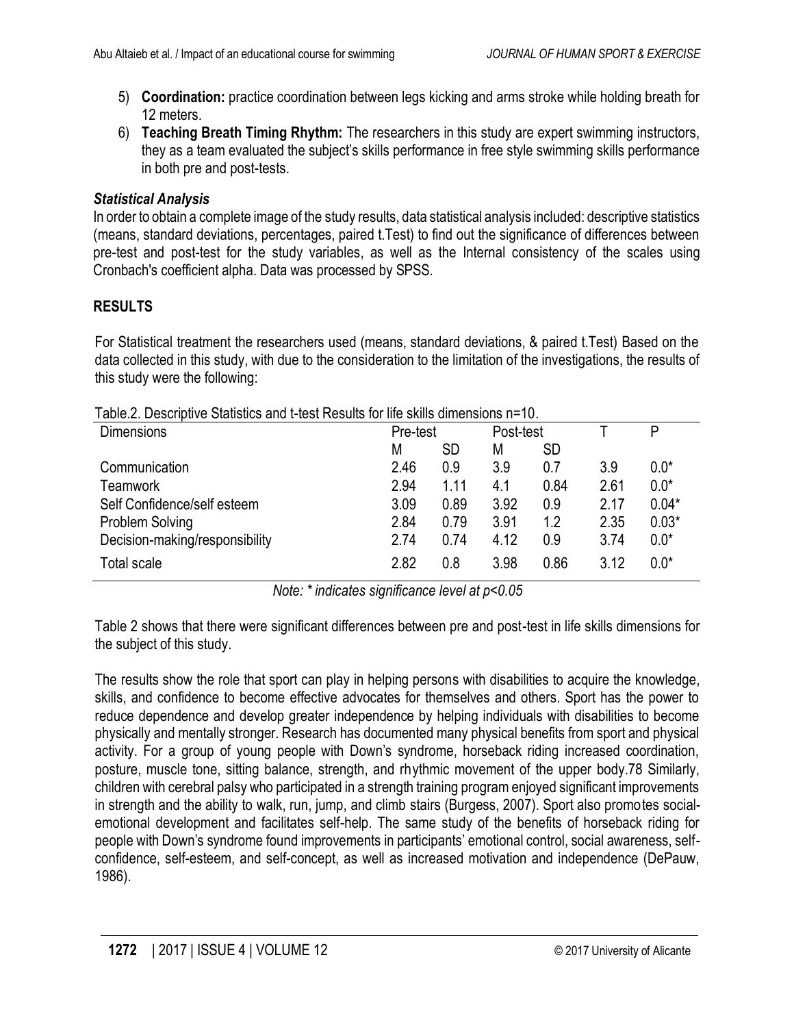5) **Coordination:** practice coordination between legs kicking and arms stroke while holding breath for 12 meters.
6) **Teaching Breath Timing Rhythm:** The researchers in this study are expert swimming instructors, they as a team evaluated the subject's skills performance in free style swimming skills performance in both pre and post-tests.

### *Statistical Analysis*

In order to obtain a complete image of the study results, data statistical analysis included: descriptive statistics (means, standard deviations, percentages, paired t.Test) to find out the significance of differences between pre-test and post-test for the study variables, as well as the Internal consistency of the scales using Cronbach's coefficient alpha. Data was processed by SPSS.

## RESULTS

For Statistical treatment the researchers used (means, standard deviations, & paired t.Test) Based on the data collected in this study, with due to the consideration to the limitation of the investigations, the results of this study were the following:

Table.2. Descriptive Statistics and t-test Results for life skills dimensions n=10.

| Dimensions | Pre-test | | Post-test | | T | P |
|---|---|---|---|---|---|---|
| | M | SD | M | SD | | |
| Communication | 2.46 | 0.9 | 3.9 | 0.7 | 3.9 | 0.0* |
| Teamwork | 2.94 | 1.11 | 4.1 | 0.84 | 2.61 | 0.0* |
| Self Confidence/self esteem | 3.09 | 0.89 | 3.92 | 0.9 | 2.17 | 0.04* |
| Problem Solving | 2.84 | 0.79 | 3.91 | 1.2 | 2.35 | 0.03* |
| Decision-making/responsibility | 2.74 | 0.74 | 4.12 | 0.9 | 3.74 | 0.0* |
| Total scale | 2.82 | 0.8 | 3.98 | 0.86 | 3.12 | 0.0* |

*Note: * indicates significance level at $p<0.05$*

Table 2 shows that there were significant differences between pre and post-test in life skills dimensions for the subject of this study.

The results show the role that sport can play in helping persons with disabilities to acquire the knowledge, skills, and confidence to become effective advocates for themselves and others. Sport has the power to reduce dependence and develop greater independence by helping individuals with disabilities to become physically and mentally stronger. Research has documented many physical benefits from sport and physical activity. For a group of young people with Down's syndrome, horseback riding increased coordination, posture, muscle tone, sitting balance, strength, and rhythmic movement of the upper body.78 Similarly, children with cerebral palsy who participated in a strength training program enjoyed significant improvements in strength and the ability to walk, run, jump, and climb stairs (Burgess, 2007). Sport also promotes social-emotional development and facilitates self-help. The same study of the benefits of horseback riding for people with Down's syndrome found improvements in participants' emotional control, social awareness, self-confidence, self-esteem, and self-concept, as well as increased motivation and independence (DePauw, 1986).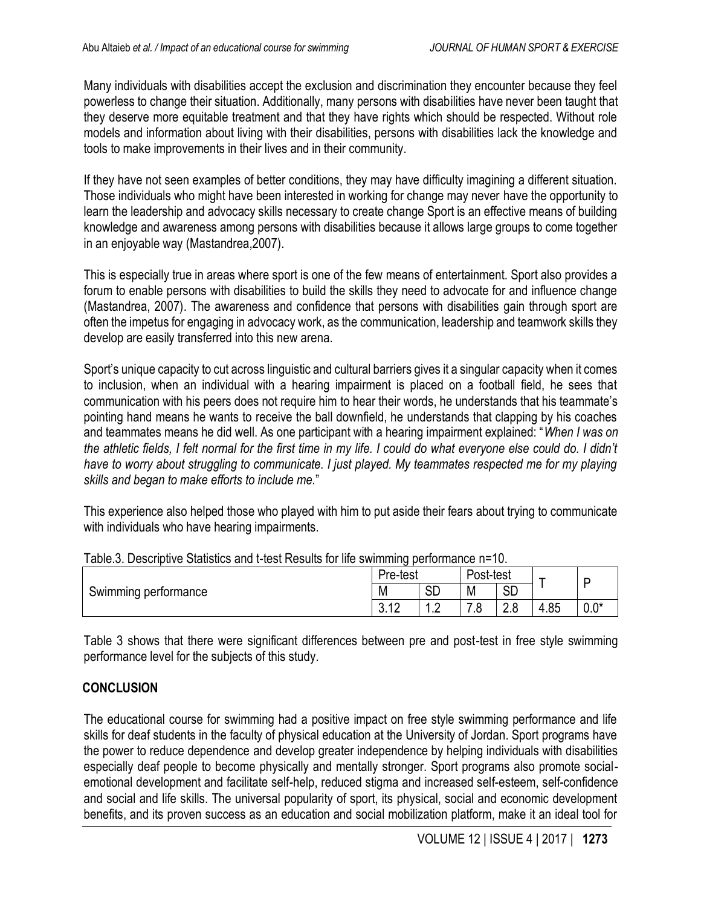Many individuals with disabilities accept the exclusion and discrimination they encounter because they feel powerless to change their situation. Additionally, many persons with disabilities have never been taught that they deserve more equitable treatment and that they have rights which should be respected. Without role models and information about living with their disabilities, persons with disabilities lack the knowledge and tools to make improvements in their lives and in their community.

If they have not seen examples of better conditions, they may have difficulty imagining a different situation. Those individuals who might have been interested in working for change may never have the opportunity to learn the leadership and advocacy skills necessary to create change Sport is an effective means of building knowledge and awareness among persons with disabilities because it allows large groups to come together in an enjoyable way (Mastandrea,2007).

This is especially true in areas where sport is one of the few means of entertainment. Sport also provides a forum to enable persons with disabilities to build the skills they need to advocate for and influence change (Mastandrea, 2007). The awareness and confidence that persons with disabilities gain through sport are often the impetus for engaging in advocacy work, as the communication, leadership and teamwork skills they develop are easily transferred into this new arena.

Sport's unique capacity to cut across linguistic and cultural barriers gives it a singular capacity when it comes to inclusion, when an individual with a hearing impairment is placed on a football field, he sees that communication with his peers does not require him to hear their words, he understands that his teammate's pointing hand means he wants to receive the ball downfield, he understands that clapping by his coaches and teammates means he did well. As one participant with a hearing impairment explained: "*When I was on the athletic fields, I felt normal for the first time in my life. I could do what everyone else could do. I didn't have to worry about struggling to communicate. I just played. My teammates respected me for my playing skills and began to make efforts to include me.*"

This experience also helped those who played with him to put aside their fears about trying to communicate with individuals who have hearing impairments.

Table.3. Descriptive Statistics and t-test Results for life swimming performance n=10.

| Swimming performance | Pre-test | | Post-test | | T | P |
|---|---|---|---|---|---|---|
| | M | SD | M | SD | | |
| | 3.12 | 1.2 | 7.8 | 2.8 | 4.85 | 0.0* |

Table 3 shows that there were significant differences between pre and post-test in free style swimming performance level for the subjects of this study.

## CONCLUSION

The educational course for swimming had a positive impact on free style swimming performance and life skills for deaf students in the faculty of physical education at the University of Jordan. Sport programs have the power to reduce dependence and develop greater independence by helping individuals with disabilities especially deaf people to become physically and mentally stronger. Sport programs also promote social-emotional development and facilitate self-help, reduced stigma and increased self-esteem, self-confidence and social and life skills. The universal popularity of sport, its physical, social and economic development benefits, and its proven success as an education and social mobilization platform, make it an ideal tool for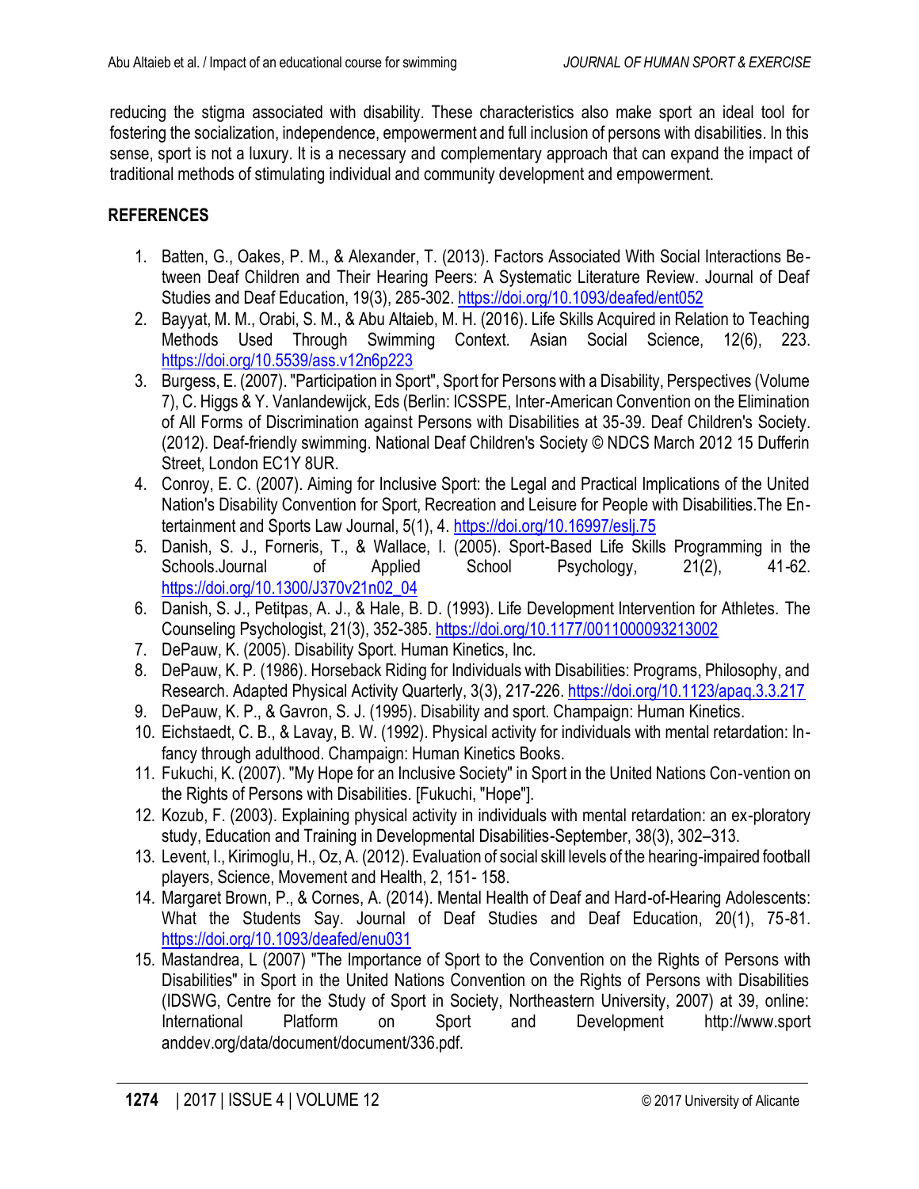reducing the stigma associated with disability. These characteristics also make sport an ideal tool for fostering the socialization, independence, empowerment and full inclusion of persons with disabilities. In this sense, sport is not a luxury. It is a necessary and complementary approach that can expand the impact of traditional methods of stimulating individual and community development and empowerment.

## REFERENCES

1. Batten, G., Oakes, P. M., & Alexander, T. (2013). Factors Associated With Social Interactions Between Deaf Children and Their Hearing Peers: A Systematic Literature Review. Journal of Deaf Studies and Deaf Education, 19(3), 285-302. https://doi.org/10.1093/deafed/ent052
2. Bayyat, M. M., Orabi, S. M., & Abu Altaieb, M. H. (2016). Life Skills Acquired in Relation to Teaching Methods Used Through Swimming Context. Asian Social Science, 12(6), 223. https://doi.org/10.5539/ass.v12n6p223
3. Burgess, E. (2007). "Participation in Sport", Sport for Persons with a Disability, Perspectives (Volume 7), C. Higgs & Y. Vanlandewijck, Eds (Berlin: ICSSPE, Inter-American Convention on the Elimination of All Forms of Discrimination against Persons with Disabilities at 35-39. Deaf Children's Society. (2012). Deaf-friendly swimming. National Deaf Children's Society © NDCS March 2012 15 Dufferin Street, London EC1Y 8UR.
4. Conroy, E. C. (2007). Aiming for Inclusive Sport: the Legal and Practical Implications of the United Nation's Disability Convention for Sport, Recreation and Leisure for People with Disabilities.The Entertainment and Sports Law Journal, 5(1), 4. https://doi.org/10.16997/eslj.75
5. Danish, S. J., Forneris, T., & Wallace, I. (2005). Sport-Based Life Skills Programming in the Schools.Journal of Applied School Psychology, 21(2), 41-62. https://doi.org/10.1300/J370v21n02_04
6. Danish, S. J., Petitpas, A. J., & Hale, B. D. (1993). Life Development Intervention for Athletes. The Counseling Psychologist, 21(3), 352-385. https://doi.org/10.1177/0011000093213002
7. DePauw, K. (2005). Disability Sport. Human Kinetics, Inc.
8. DePauw, K. P. (1986). Horseback Riding for Individuals with Disabilities: Programs, Philosophy, and Research. Adapted Physical Activity Quarterly, 3(3), 217-226. https://doi.org/10.1123/apaq.3.3.217
9. DePauw, K. P., & Gavron, S. J. (1995). Disability and sport. Champaign: Human Kinetics.
10. Eichstaedt, C. B., & Lavay, B. W. (1992). Physical activity for individuals with mental retardation: Infancy through adulthood. Champaign: Human Kinetics Books.
11. Fukuchi, K. (2007). "My Hope for an Inclusive Society" in Sport in the United Nations Con-vention on the Rights of Persons with Disabilities. [Fukuchi, "Hope"].
12. Kozub, F. (2003). Explaining physical activity in individuals with mental retardation: an ex-ploratory study, Education and Training in Developmental Disabilities-September, 38(3), 302–313.
13. Levent, I., Kirimoglu, H., Oz, A. (2012). Evaluation of social skill levels of the hearing-impaired football players, Science, Movement and Health, 2, 151- 158.
14. Margaret Brown, P., & Cornes, A. (2014). Mental Health of Deaf and Hard-of-Hearing Adolescents: What the Students Say. Journal of Deaf Studies and Deaf Education, 20(1), 75-81. https://doi.org/10.1093/deafed/enu031
15. Mastandrea, L (2007) "The Importance of Sport to the Convention on the Rights of Persons with Disabilities" in Sport in the United Nations Convention on the Rights of Persons with Disabilities (IDSWG, Centre for the Study of Sport in Society, Northeastern University, 2007) at 39, online: International Platform on Sport and Development http://www.sportanddev.org/data/document/document/336.pdf.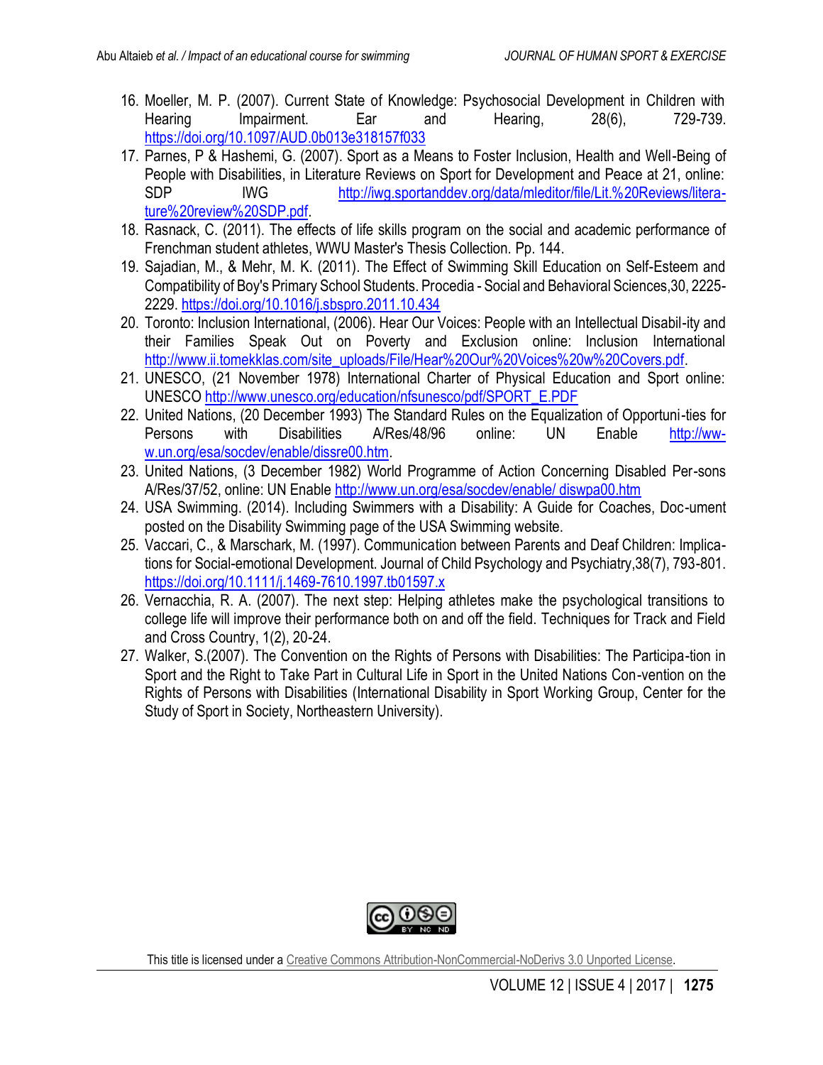16. Moeller, M. P. (2007). Current State of Knowledge: Psychosocial Development in Children with Hearing Impairment. Ear and Hearing, 28(6), 729-739. https://doi.org/10.1097/AUD.0b013e318157f033
17. Parnes, P & Hashemi, G. (2007). Sport as a Means to Foster Inclusion, Health and Well-Being of People with Disabilities, in Literature Reviews on Sport for Development and Peace at 21, online: SDP IWG http://iwg.sportanddev.org/data/mleditor/file/Lit.%20Reviews/literature%20review%20SDP.pdf.
18. Rasnack, C. (2011). The effects of life skills program on the social and academic performance of Frenchman student athletes, WWU Master's Thesis Collection. Pp. 144.
19. Sajadian, M., & Mehr, M. K. (2011). The Effect of Swimming Skill Education on Self-Esteem and Compatibility of Boy's Primary School Students. Procedia - Social and Behavioral Sciences,30, 2225-2229. https://doi.org/10.1016/j.sbspro.2011.10.434
20. Toronto: Inclusion International, (2006). Hear Our Voices: People with an Intellectual Disabil-ity and their Families Speak Out on Poverty and Exclusion online: Inclusion International http://www.ii.tomekklas.com/site_uploads/File/Hear%20Our%20Voices%20w%20Covers.pdf.
21. UNESCO, (21 November 1978) International Charter of Physical Education and Sport online: UNESCO http://www.unesco.org/education/nfsunesco/pdf/SPORT_E.PDF
22. United Nations, (20 December 1993) The Standard Rules on the Equalization of Opportuni-ties for Persons with Disabilities A/Res/48/96 online: UN Enable http://www.un.org/esa/socdev/enable/dissre00.htm.
23. United Nations, (3 December 1982) World Programme of Action Concerning Disabled Per-sons A/Res/37/52, online: UN Enable http://www.un.org/esa/socdev/enable/ diswpa00.htm
24. USA Swimming. (2014). Including Swimmers with a Disability: A Guide for Coaches, Doc-ument posted on the Disability Swimming page of the USA Swimming website.
25. Vaccari, C., & Marschark, M. (1997). Communication between Parents and Deaf Children: Implica-tions for Social-emotional Development. Journal of Child Psychology and Psychiatry,38(7), 793-801. https://doi.org/10.1111/j.1469-7610.1997.tb01597.x
26. Vernacchia, R. A. (2007). The next step: Helping athletes make the psychological transitions to college life will improve their performance both on and off the field. Techniques for Track and Field and Cross Country, 1(2), 20-24.
27. Walker, S.(2007). The Convention on the Rights of Persons with Disabilities: The Participa-tion in Sport and the Right to Take Part in Cultural Life in Sport in the United Nations Con-vention on the Rights of Persons with Disabilities (International Disability in Sport Working Group, Center for the Study of Sport in Society, Northeastern University).

This title is licensed under a Creative Commons Attribution-NonCommercial-NoDerivs 3.0 Unported License.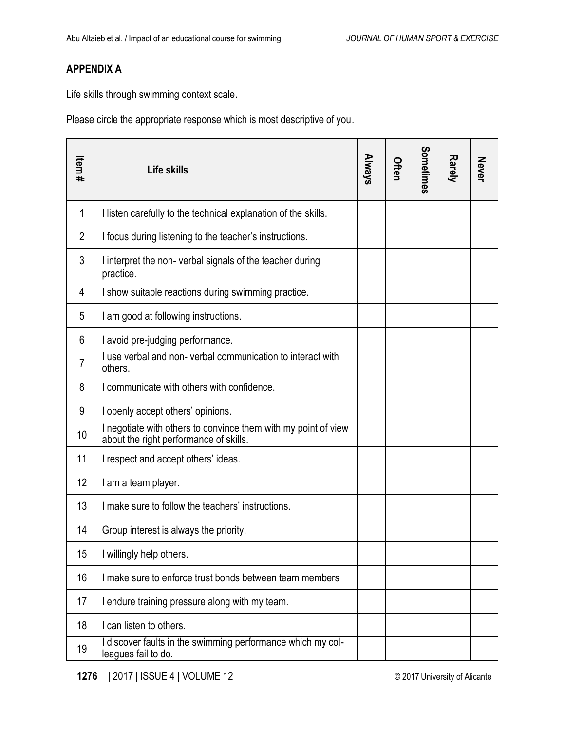## APPENDIX A

Life skills through swimming context scale.

Please circle the appropriate response which is most descriptive of you.

| Item # | Life skills | Always | Often | Sometimes | Rarely | Never |
|---|---|---|---|---|---|---|
| 1 | I listen carefully to the technical explanation of the skills. | | | | | |
| 2 | I focus during listening to the teacher's instructions. | | | | | |
| 3 | I interpret the non- verbal signals of the teacher during practice. | | | | | |
| 4 | I show suitable reactions during swimming practice. | | | | | |
| 5 | I am good at following instructions. | | | | | |
| 6 | I avoid pre-judging performance. | | | | | |
| 7 | I use verbal and non- verbal communication to interact with others. | | | | | |
| 8 | I communicate with others with confidence. | | | | | |
| 9 | I openly accept others' opinions. | | | | | |
| 10 | I negotiate with others to convince them with my point of view about the right performance of skills. | | | | | |
| 11 | I respect and accept others' ideas. | | | | | |
| 12 | I am a team player. | | | | | |
| 13 | I make sure to follow the teachers' instructions. | | | | | |
| 14 | Group interest is always the priority. | | | | | |
| 15 | I willingly help others. | | | | | |
| 16 | I make sure to enforce trust bonds between team members | | | | | |
| 17 | I endure training pressure along with my team. | | | | | |
| 18 | I can listen to others. | | | | | |
| 19 | I discover faults in the swimming performance which my col-leagues fail to do. | | | | | |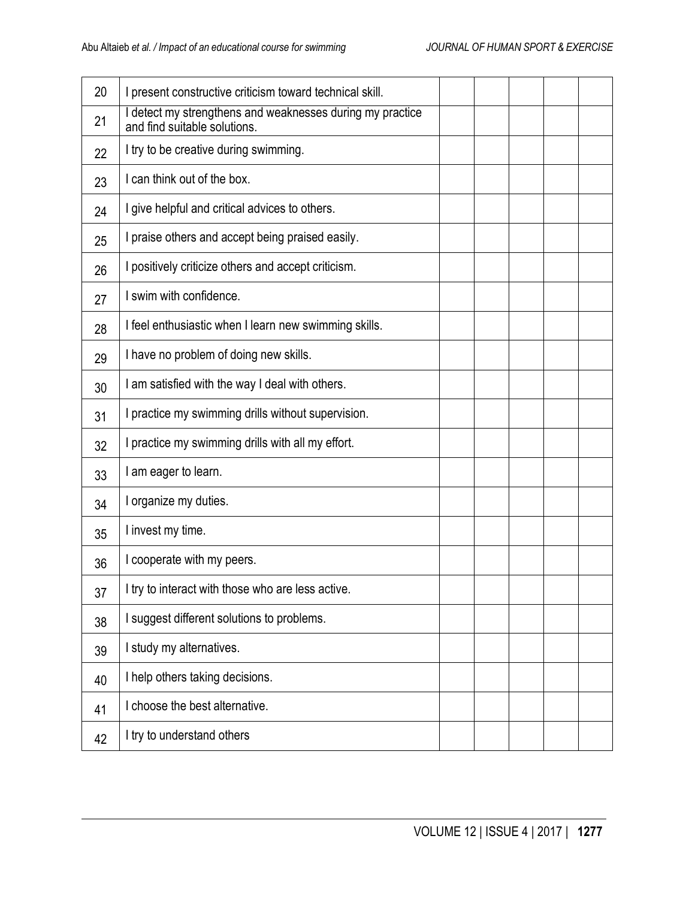| | | | | | | |
|---|---|---|---|---|---|---|
| 20 | I present constructive criticism toward technical skill. | | | | | |
| 21 | I detect my strengthens and weaknesses during my practice and find suitable solutions. | | | | | |
| 22 | I try to be creative during swimming. | | | | | |
| 23 | I can think out of the box. | | | | | |
| 24 | I give helpful and critical advices to others. | | | | | |
| 25 | I praise others and accept being praised easily. | | | | | |
| 26 | I positively criticize others and accept criticism. | | | | | |
| 27 | I swim with confidence. | | | | | |
| 28 | I feel enthusiastic when I learn new swimming skills. | | | | | |
| 29 | I have no problem of doing new skills. | | | | | |
| 30 | I am satisfied with the way I deal with others. | | | | | |
| 31 | I practice my swimming drills without supervision. | | | | | |
| 32 | I practice my swimming drills with all my effort. | | | | | |
| 33 | I am eager to learn. | | | | | |
| 34 | I organize my duties. | | | | | |
| 35 | I invest my time. | | | | | |
| 36 | I cooperate with my peers. | | | | | |
| 37 | I try to interact with those who are less active. | | | | | |
| 38 | I suggest different solutions to problems. | | | | | |
| 39 | I study my alternatives. | | | | | |
| 40 | I help others taking decisions. | | | | | |
| 41 | I choose the best alternative. | | | | | |
| 42 | I try to understand others | | | | | |